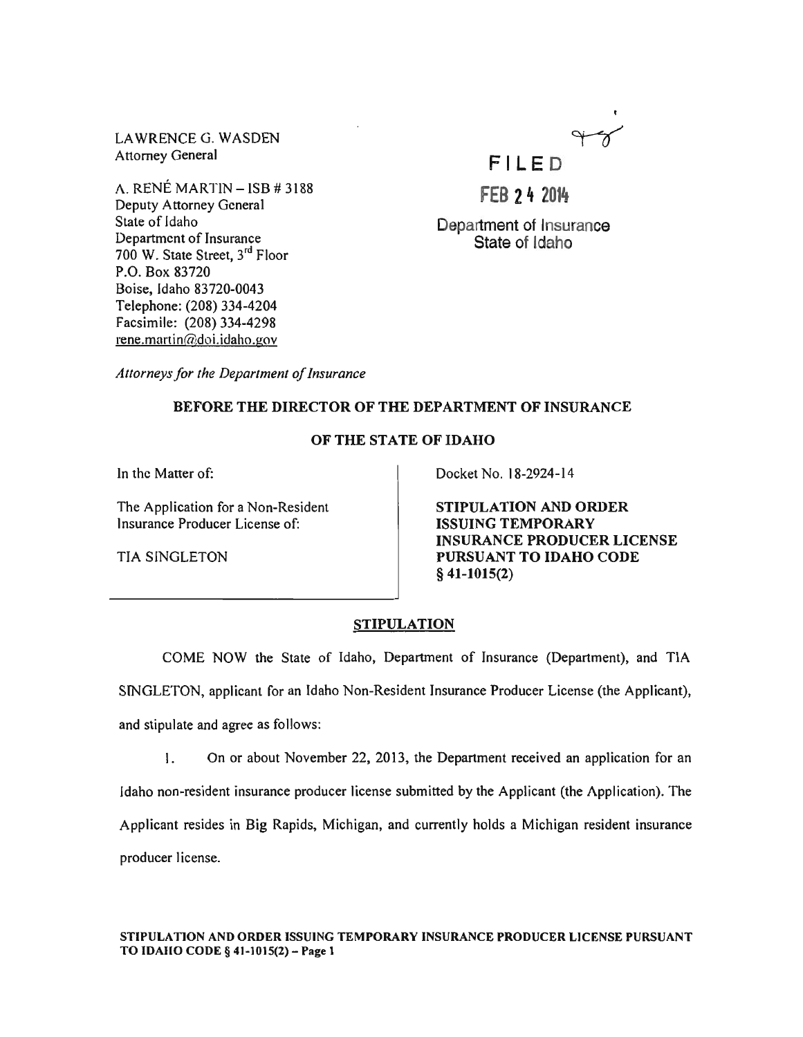LAWRENCE G. WASDEN
Attorney General

A. RENÉ MARTIN – ISB # 3188
Deputy Attorney General
State of Idaho
Department of Insurance
700 W. State Street, 3rd Floor
P.O. Box 83720
Boise, Idaho 83720-0043
Telephone: (208) 334-4204
Facsimile: (208) 334-4298
rene.martin@doi.idaho.gov

FILED
FEB 24 2014
Department of Insurance
State of Idaho

*Attorneys for the Department of Insurance*

**BEFORE THE DIRECTOR OF THE DEPARTMENT OF INSURANCE**

**OF THE STATE OF IDAHO**

In the Matter of:

The Application for a Non-Resident Insurance Producer License of:

TIA SINGLETON

Docket No. 18-2924-14

**STIPULATION AND ORDER ISSUING TEMPORARY INSURANCE PRODUCER LICENSE PURSUANT TO IDAHO CODE § 41-1015(2)**

**STIPULATION**

COME NOW the State of Idaho, Department of Insurance (Department), and TIA SINGLETON, applicant for an Idaho Non-Resident Insurance Producer License (the Applicant), and stipulate and agree as follows:

1. On or about November 22, 2013, the Department received an application for an Idaho non-resident insurance producer license submitted by the Applicant (the Application). The Applicant resides in Big Rapids, Michigan, and currently holds a Michigan resident insurance producer license.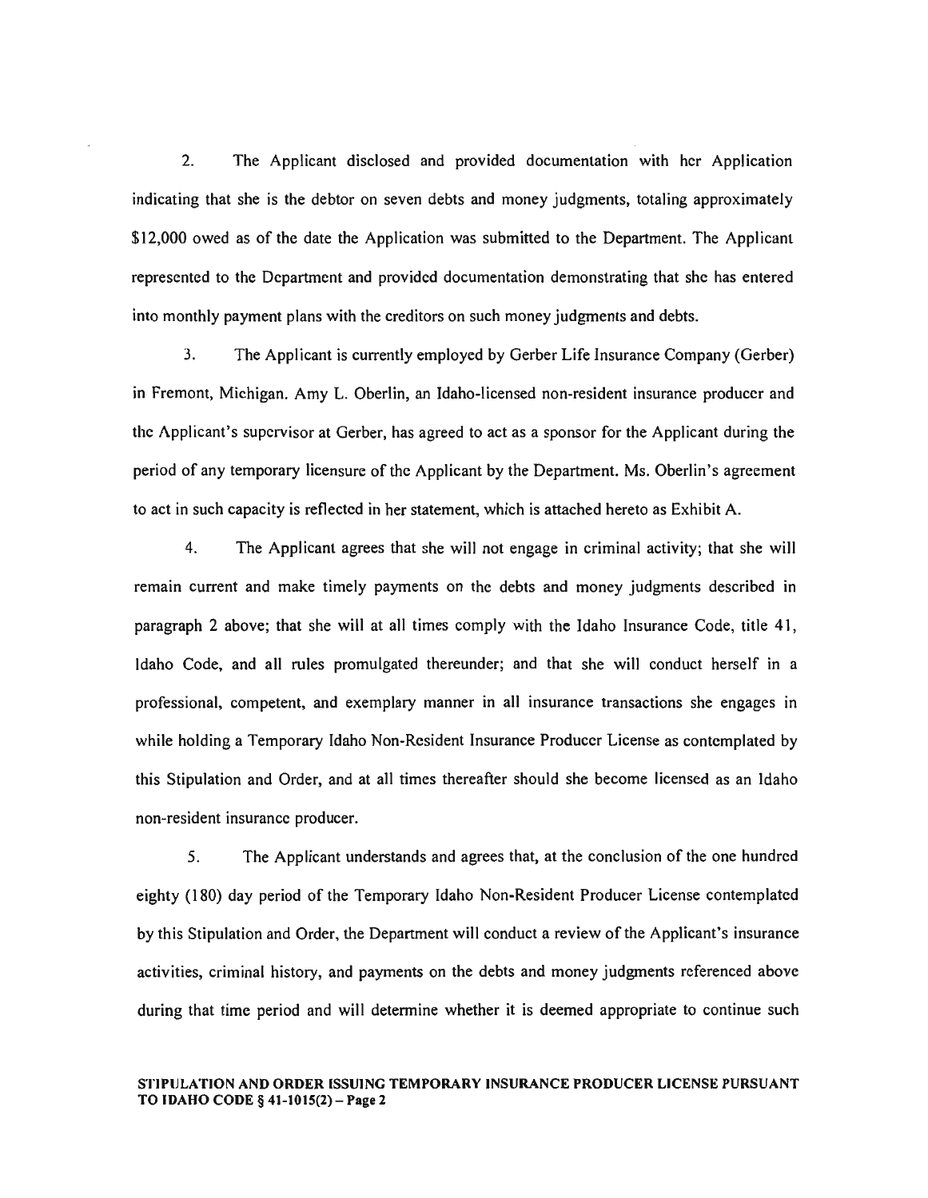2. The Applicant disclosed and provided documentation with her Application indicating that she is the debtor on seven debts and money judgments, totaling approximately $12,000 owed as of the date the Application was submitted to the Department. The Applicant represented to the Department and provided documentation demonstrating that she has entered into monthly payment plans with the creditors on such money judgments and debts.

3. The Applicant is currently employed by Gerber Life Insurance Company (Gerber) in Fremont, Michigan. Amy L. Oberlin, an Idaho-licensed non-resident insurance producer and the Applicant's supervisor at Gerber, has agreed to act as a sponsor for the Applicant during the period of any temporary licensure of the Applicant by the Department. Ms. Oberlin's agreement to act in such capacity is reflected in her statement, which is attached hereto as Exhibit A.

4. The Applicant agrees that she will not engage in criminal activity; that she will remain current and make timely payments on the debts and money judgments described in paragraph 2 above; that she will at all times comply with the Idaho Insurance Code, title 41, Idaho Code, and all rules promulgated thereunder; and that she will conduct herself in a professional, competent, and exemplary manner in all insurance transactions she engages in while holding a Temporary Idaho Non-Resident Insurance Producer License as contemplated by this Stipulation and Order, and at all times thereafter should she become licensed as an Idaho non-resident insurance producer.

5. The Applicant understands and agrees that, at the conclusion of the one hundred eighty (180) day period of the Temporary Idaho Non-Resident Producer License contemplated by this Stipulation and Order, the Department will conduct a review of the Applicant's insurance activities, criminal history, and payments on the debts and money judgments referenced above during that time period and will determine whether it is deemed appropriate to continue such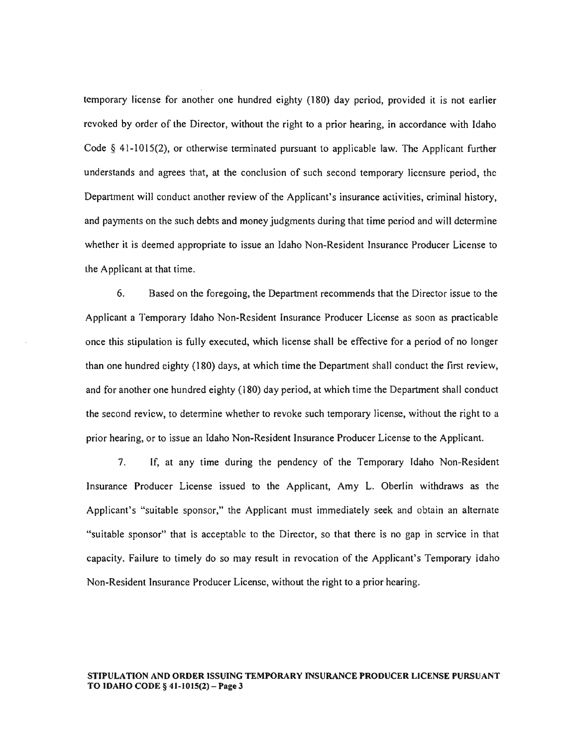temporary license for another one hundred eighty (180) day period, provided it is not earlier revoked by order of the Director, without the right to a prior hearing, in accordance with Idaho Code § 41-1015(2), or otherwise terminated pursuant to applicable law. The Applicant further understands and agrees that, at the conclusion of such second temporary licensure period, the Department will conduct another review of the Applicant's insurance activities, criminal history, and payments on the such debts and money judgments during that time period and will determine whether it is deemed appropriate to issue an Idaho Non-Resident Insurance Producer License to the Applicant at that time.

6. Based on the foregoing, the Department recommends that the Director issue to the Applicant a Temporary Idaho Non-Resident Insurance Producer License as soon as practicable once this stipulation is fully executed, which license shall be effective for a period of no longer than one hundred eighty (180) days, at which time the Department shall conduct the first review, and for another one hundred eighty (180) day period, at which time the Department shall conduct the second review, to determine whether to revoke such temporary license, without the right to a prior hearing, or to issue an Idaho Non-Resident Insurance Producer License to the Applicant.

7. If, at any time during the pendency of the Temporary Idaho Non-Resident Insurance Producer License issued to the Applicant, Amy L. Oberlin withdraws as the Applicant's "suitable sponsor," the Applicant must immediately seek and obtain an alternate "suitable sponsor" that is acceptable to the Director, so that there is no gap in service in that capacity. Failure to timely do so may result in revocation of the Applicant's Temporary Idaho Non-Resident Insurance Producer License, without the right to a prior hearing.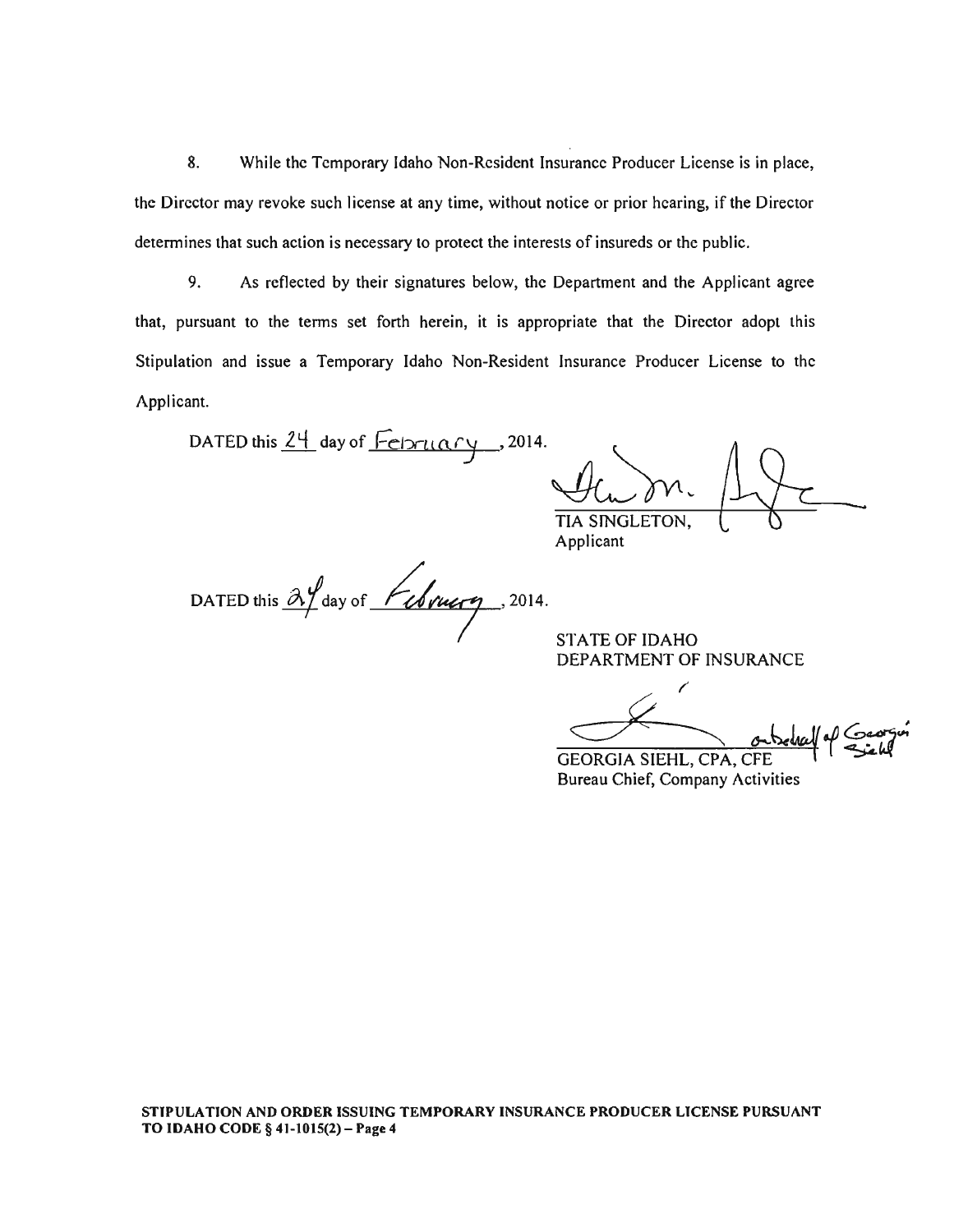8. While the Temporary Idaho Non-Resident Insurance Producer License is in place, the Director may revoke such license at any time, without notice or prior hearing, if the Director determines that such action is necessary to protect the interests of insureds or the public.

9. As reflected by their signatures below, the Department and the Applicant agree that, pursuant to the terms set forth herein, it is appropriate that the Director adopt this Stipulation and issue a Temporary Idaho Non-Resident Insurance Producer License to the Applicant.

DATED this 24 day of February, 2014.

TIA SINGLETON,
Applicant

DATED this 24 day of February, 2014.

STATE OF IDAHO
DEPARTMENT OF INSURANCE

on behalf of Georgia Siehl

GEORGIA SIEHL, CPA, CFE
Bureau Chief, Company Activities

**STIPULATION AND ORDER ISSUING TEMPORARY INSURANCE PRODUCER LICENSE PURSUANT TO IDAHO CODE § 41-1015(2) – Page 4**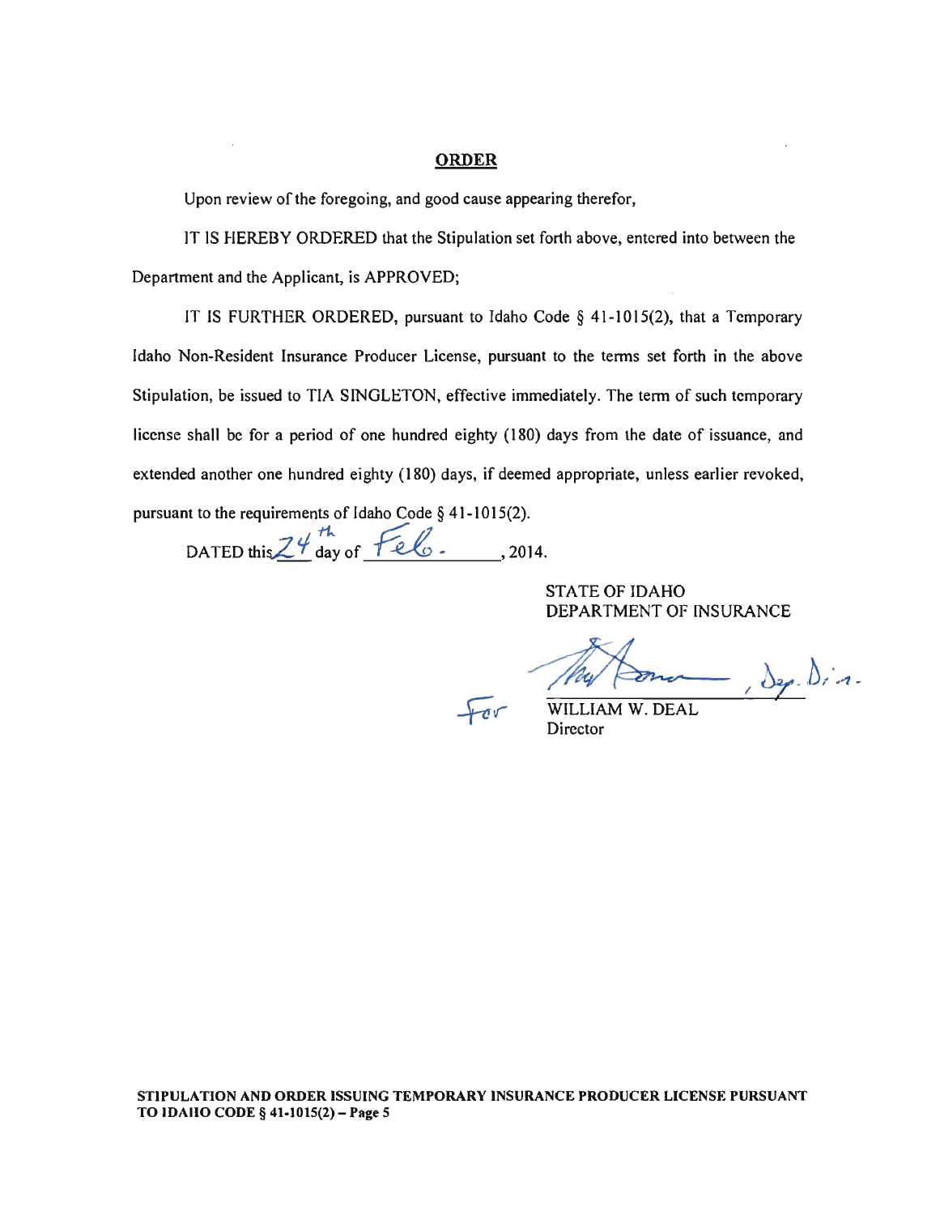## ORDER

Upon review of the foregoing, and good cause appearing therefor,

IT IS HEREBY ORDERED that the Stipulation set forth above, entered into between the Department and the Applicant, is APPROVED;

IT IS FURTHER ORDERED, pursuant to Idaho Code § 41-1015(2), that a Temporary Idaho Non-Resident Insurance Producer License, pursuant to the terms set forth in the above Stipulation, be issued to TIA SINGLETON, effective immediately. The term of such temporary license shall be for a period of one hundred eighty (180) days from the date of issuance, and extended another one hundred eighty (180) days, if deemed appropriate, unless earlier revoked, pursuant to the requirements of Idaho Code § 41-1015(2).

DATED this 24th day of Feb., 2014.

STATE OF IDAHO
DEPARTMENT OF INSURANCE

For WILLIAM W. DEAL, Dep. Dir.
Director

**STIPULATION AND ORDER ISSUING TEMPORARY INSURANCE PRODUCER LICENSE PURSUANT TO IDAHO CODE § 41-1015(2) – Page 5**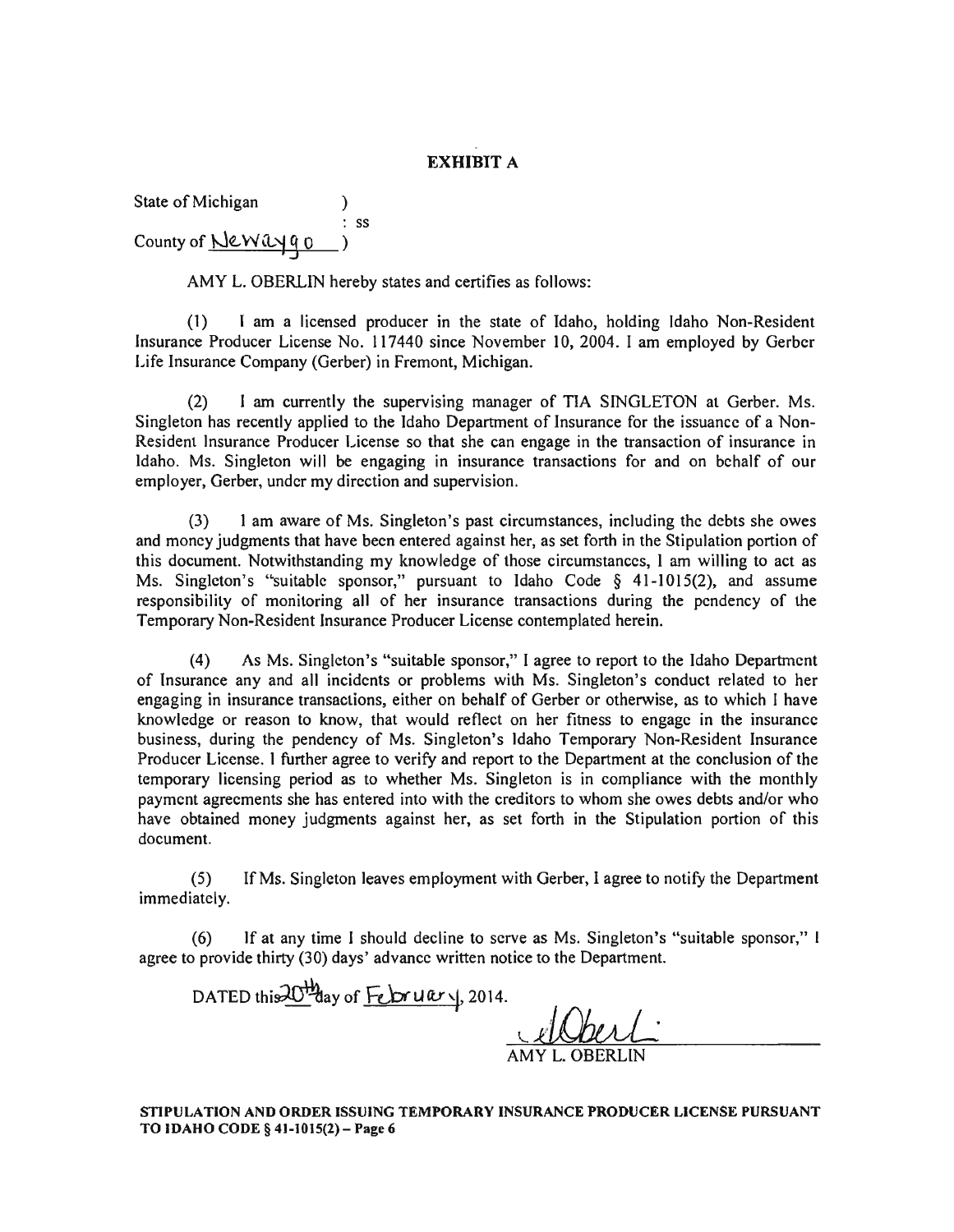**EXHIBIT A**

State of Michigan )
: ss
County of Newaygo )

AMY L. OBERLIN hereby states and certifies as follows:

(1) I am a licensed producer in the state of Idaho, holding Idaho Non-Resident Insurance Producer License No. 117440 since November 10, 2004. I am employed by Gerber Life Insurance Company (Gerber) in Fremont, Michigan.

(2) I am currently the supervising manager of TIA SINGLETON at Gerber. Ms. Singleton has recently applied to the Idaho Department of Insurance for the issuance of a Non-Resident Insurance Producer License so that she can engage in the transaction of insurance in Idaho. Ms. Singleton will be engaging in insurance transactions for and on behalf of our employer, Gerber, under my direction and supervision.

(3) I am aware of Ms. Singleton's past circumstances, including the debts she owes and money judgments that have been entered against her, as set forth in the Stipulation portion of this document. Notwithstanding my knowledge of those circumstances, I am willing to act as Ms. Singleton's "suitable sponsor," pursuant to Idaho Code § 41-1015(2), and assume responsibility of monitoring all of her insurance transactions during the pendency of the Temporary Non-Resident Insurance Producer License contemplated herein.

(4) As Ms. Singleton's "suitable sponsor," I agree to report to the Idaho Department of Insurance any and all incidents or problems with Ms. Singleton's conduct related to her engaging in insurance transactions, either on behalf of Gerber or otherwise, as to which I have knowledge or reason to know, that would reflect on her fitness to engage in the insurance business, during the pendency of Ms. Singleton's Idaho Temporary Non-Resident Insurance Producer License. I further agree to verify and report to the Department at the conclusion of the temporary licensing period as to whether Ms. Singleton is in compliance with the monthly payment agreements she has entered into with the creditors to whom she owes debts and/or who have obtained money judgments against her, as set forth in the Stipulation portion of this document.

(5) If Ms. Singleton leaves employment with Gerber, I agree to notify the Department immediately.

(6) If at any time I should decline to serve as Ms. Singleton's "suitable sponsor," I agree to provide thirty (30) days' advance written notice to the Department.

DATED this 20th day of February, 2014.

AMY L. OBERLIN

**STIPULATION AND ORDER ISSUING TEMPORARY INSURANCE PRODUCER LICENSE PURSUANT TO IDAHO CODE § 41-1015(2) – Page 6**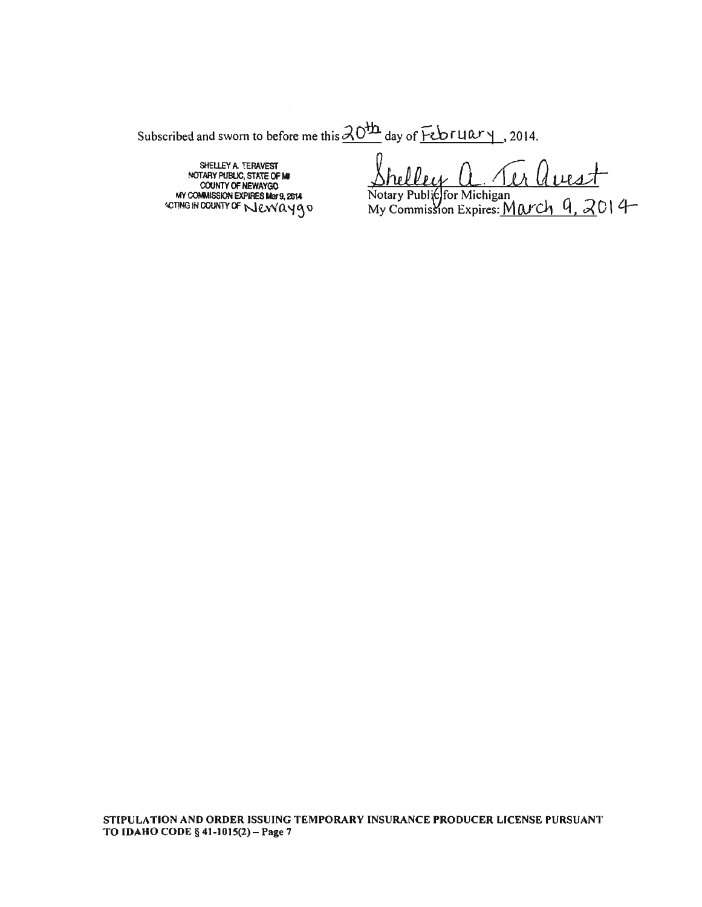Subscribed and sworn to before me this 20th day of February, 2014.

SHELLEY A. TERAVEST
NOTARY PUBLIC, STATE OF MI
COUNTY OF NEWAYGO
MY COMMISSION EXPIRES Mar 9, 2014
ACTING IN COUNTY OF Newaygo

Shelley A. TerAvest
Notary Public for Michigan
My Commission Expires: March 9, 2014

**STIPULATION AND ORDER ISSUING TEMPORARY INSURANCE PRODUCER LICENSE PURSUANT TO IDAHO CODE § 41-1015(2) – Page 7**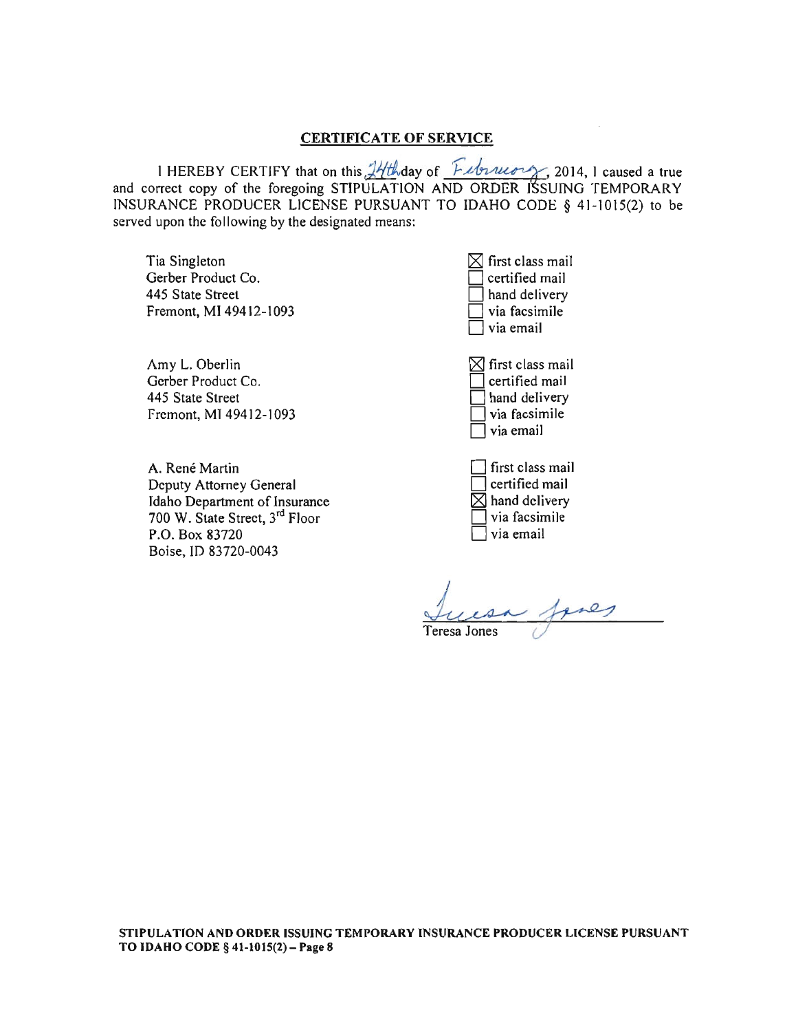## CERTIFICATE OF SERVICE

I HEREBY CERTIFY that on this 24th day of February, 2014, I caused a true and correct copy of the foregoing STIPULATION AND ORDER ISSUING TEMPORARY INSURANCE PRODUCER LICENSE PURSUANT TO IDAHO CODE § 41-1015(2) to be served upon the following by the designated means:

| | |
|---|---|
| Tia Singleton<br>Gerber Product Co.<br>445 State Street<br>Fremont, MI 49412-1093 | ☒ first class mail<br>☐ certified mail<br>☐ hand delivery<br>☐ via facsimile<br>☐ via email |
| Amy L. Oberlin<br>Gerber Product Co.<br>445 State Street<br>Fremont, MI 49412-1093 | ☒ first class mail<br>☐ certified mail<br>☐ hand delivery<br>☐ via facsimile<br>☐ via email |
| A. René Martin<br>Deputy Attorney General<br>Idaho Department of Insurance<br>700 W. State Street, 3rd Floor<br>P.O. Box 83720<br>Boise, ID 83720-0043 | ☐ first class mail<br>☐ certified mail<br>☒ hand delivery<br>☐ via facsimile<br>☐ via email |

Teresa Jones

Teresa Jones